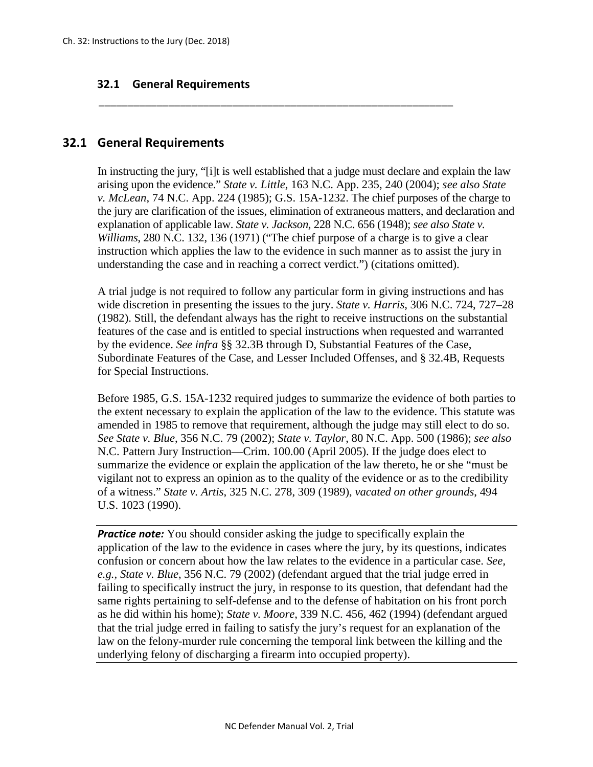## 32.1 General Requirements

In instructing the jury, "[i]t is well established that a judge must declare and explain the law arising upon the evidence." *State v. Little*, 163 N.C. App. 235, 240 (2004); *see also State v. McLean*, 74 N.C. App. 224 (1985); G.S. 15A-1232. The chief purposes of the charge to the jury are clarification of the issues, elimination of extraneous matters, and declaration and explanation of applicable law. *State v. Jackson*, 228 N.C. 656 (1948); *see also State v. Williams*, 280 N.C. 132, 136 (1971) ("The chief purpose of a charge is to give a clear instruction which applies the law to the evidence in such manner as to assist the jury in understanding the case and in reaching a correct verdict.") (citations omitted).

A trial judge is not required to follow any particular form in giving instructions and has wide discretion in presenting the issues to the jury. *State v. Harris*, 306 N.C. 724, 727–28 (1982). Still, the defendant always has the right to receive instructions on the substantial features of the case and is entitled to special instructions when requested and warranted by the evidence. *See infra* §§ 32.3B through D, Substantial Features of the Case, Subordinate Features of the Case, and Lesser Included Offenses, and § 32.4B, Requests for Special Instructions.

Before 1985, G.S. 15A-1232 required judges to summarize the evidence of both parties to the extent necessary to explain the application of the law to the evidence. This statute was amended in 1985 to remove that requirement, although the judge may still elect to do so. *See State v. Blue*, 356 N.C. 79 (2002); *State v. Taylor*, 80 N.C. App. 500 (1986); *see also* N.C. Pattern Jury Instruction—Crim. 100.00 (April 2005). If the judge does elect to summarize the evidence or explain the application of the law thereto, he or she "must be vigilant not to express an opinion as to the quality of the evidence or as to the credibility of a witness." *State v. Artis*, 325 N.C. 278, 309 (1989), *vacated on other grounds*, 494 U.S. 1023 (1990).

***Practice note:*** You should consider asking the judge to specifically explain the application of the law to the evidence in cases where the jury, by its questions, indicates confusion or concern about how the law relates to the evidence in a particular case. *See, e.g.*, *State v. Blue*, 356 N.C. 79 (2002) (defendant argued that the trial judge erred in failing to specifically instruct the jury, in response to its question, that defendant had the same rights pertaining to self-defense and to the defense of habitation on his front porch as he did within his home); *State v. Moore*, 339 N.C. 456, 462 (1994) (defendant argued that the trial judge erred in failing to satisfy the jury's request for an explanation of the law on the felony-murder rule concerning the temporal link between the killing and the underlying felony of discharging a firearm into occupied property).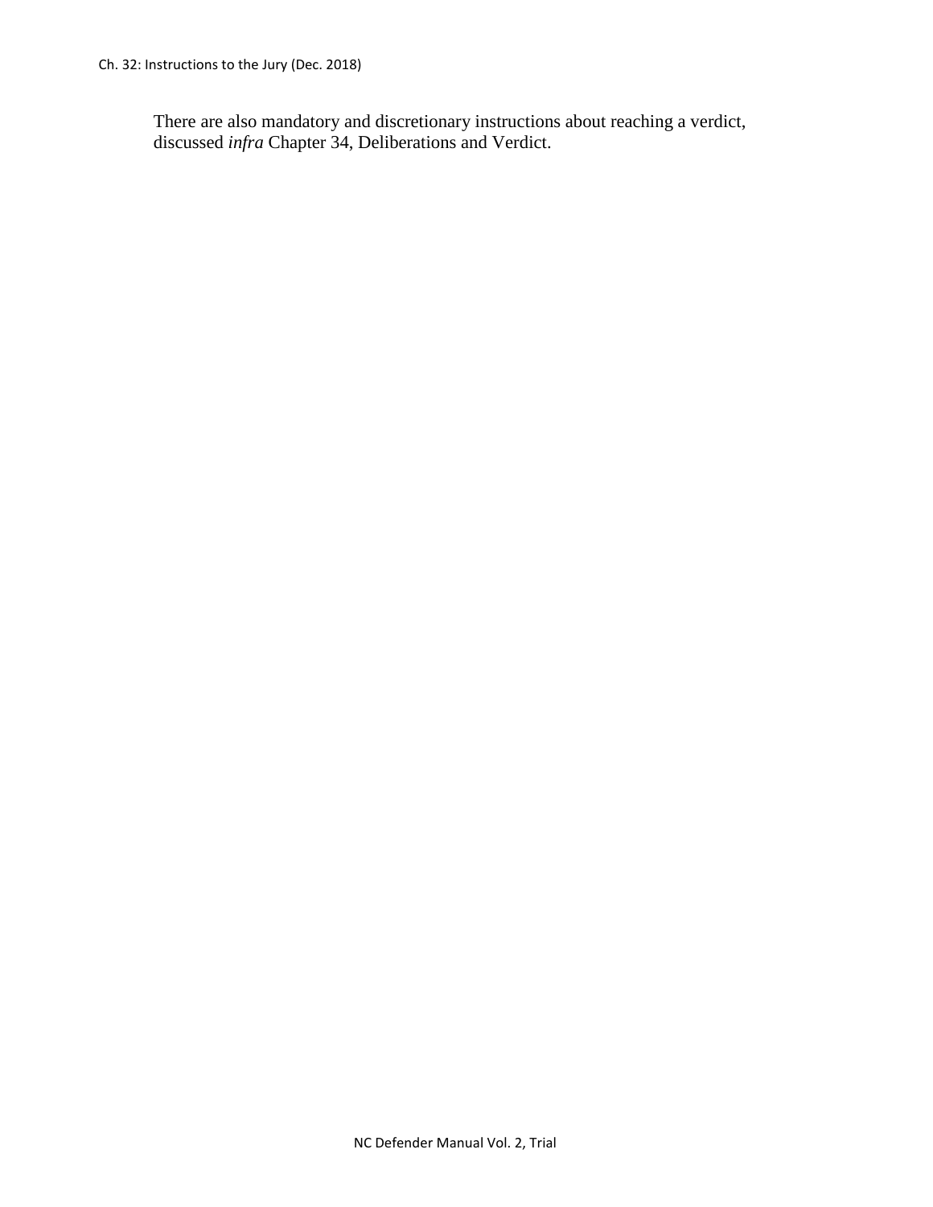There are also mandatory and discretionary instructions about reaching a verdict, discussed *infra* Chapter 34, Deliberations and Verdict.